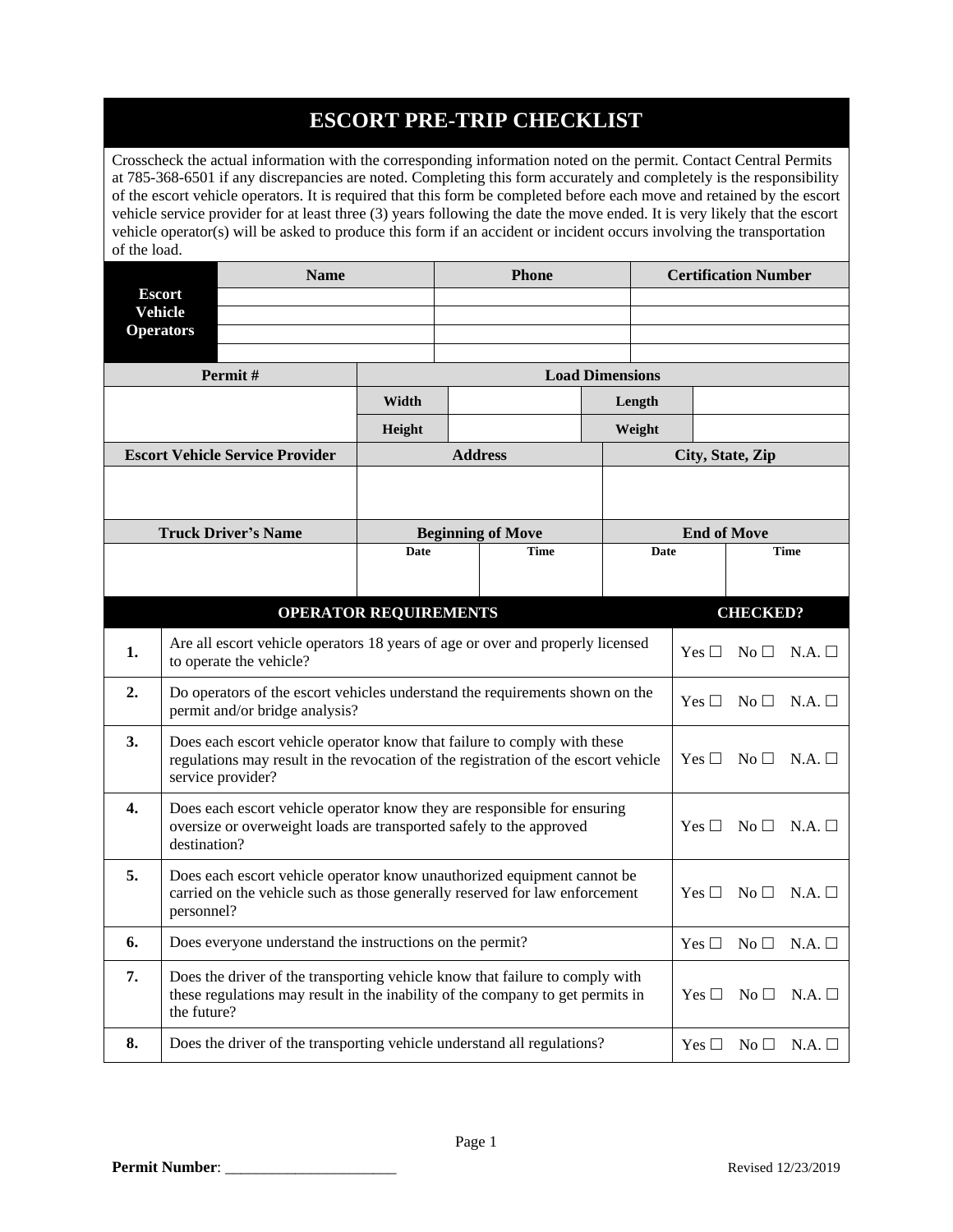# ESCORT PRE-TRIP CHECKLIST

Crosscheck the actual information with the corresponding information noted on the permit. Contact Central Permits at 785-368-6501 if any discrepancies are noted. Completing this form accurately and completely is the responsibility of the escort vehicle operators. It is required that this form be completed before each move and retained by the escort vehicle service provider for at least three (3) years following the date the move ended. It is very likely that the escort vehicle operator(s) will be asked to produce this form if an accident or incident occurs involving the transportation of the load.

| **Escort Vehicle Operators** | **Name** | **Phone** | **Certification Number** |
|---|---|---|---|
| | | | |
| | | | |
| | | | |
| | | | |

| **Permit #** | **Load Dimensions** | | | |
|---|---|---|---|---|
| | **Width** | | **Length** | |
| | **Height** | | **Weight** | |

| **Escort Vehicle Service Provider** | **Address** | **City, State, Zip** |
|---|---|---|
| | | |

| **Truck Driver's Name** | **Beginning of Move** | | **End of Move** | |
|---|---|---|---|---|
| | **Date** | **Time** | **Date** | **Time** |
| | | | | |

| | **OPERATOR REQUIREMENTS** | **CHECKED?** |
|---|---|---|
| **1.** | Are all escort vehicle operators 18 years of age or over and properly licensed to operate the vehicle? | Yes ☐ No ☐ N.A. ☐ |
| **2.** | Do operators of the escort vehicles understand the requirements shown on the permit and/or bridge analysis? | Yes ☐ No ☐ N.A. ☐ |
| **3.** | Does each escort vehicle operator know that failure to comply with these regulations may result in the revocation of the registration of the escort vehicle service provider? | Yes ☐ No ☐ N.A. ☐ |
| **4.** | Does each escort vehicle operator know they are responsible for ensuring oversize or overweight loads are transported safely to the approved destination? | Yes ☐ No ☐ N.A. ☐ |
| **5.** | Does each escort vehicle operator know unauthorized equipment cannot be carried on the vehicle such as those generally reserved for law enforcement personnel? | Yes ☐ No ☐ N.A. ☐ |
| **6.** | Does everyone understand the instructions on the permit? | Yes ☐ No ☐ N.A. ☐ |
| **7.** | Does the driver of the transporting vehicle know that failure to comply with these regulations may result in the inability of the company to get permits in the future? | Yes ☐ No ☐ N.A. ☐ |
| **8.** | Does the driver of the transporting vehicle understand all regulations? | Yes ☐ No ☐ N.A. ☐ |

**Permit Number**: ______________________

Revised 12/23/2019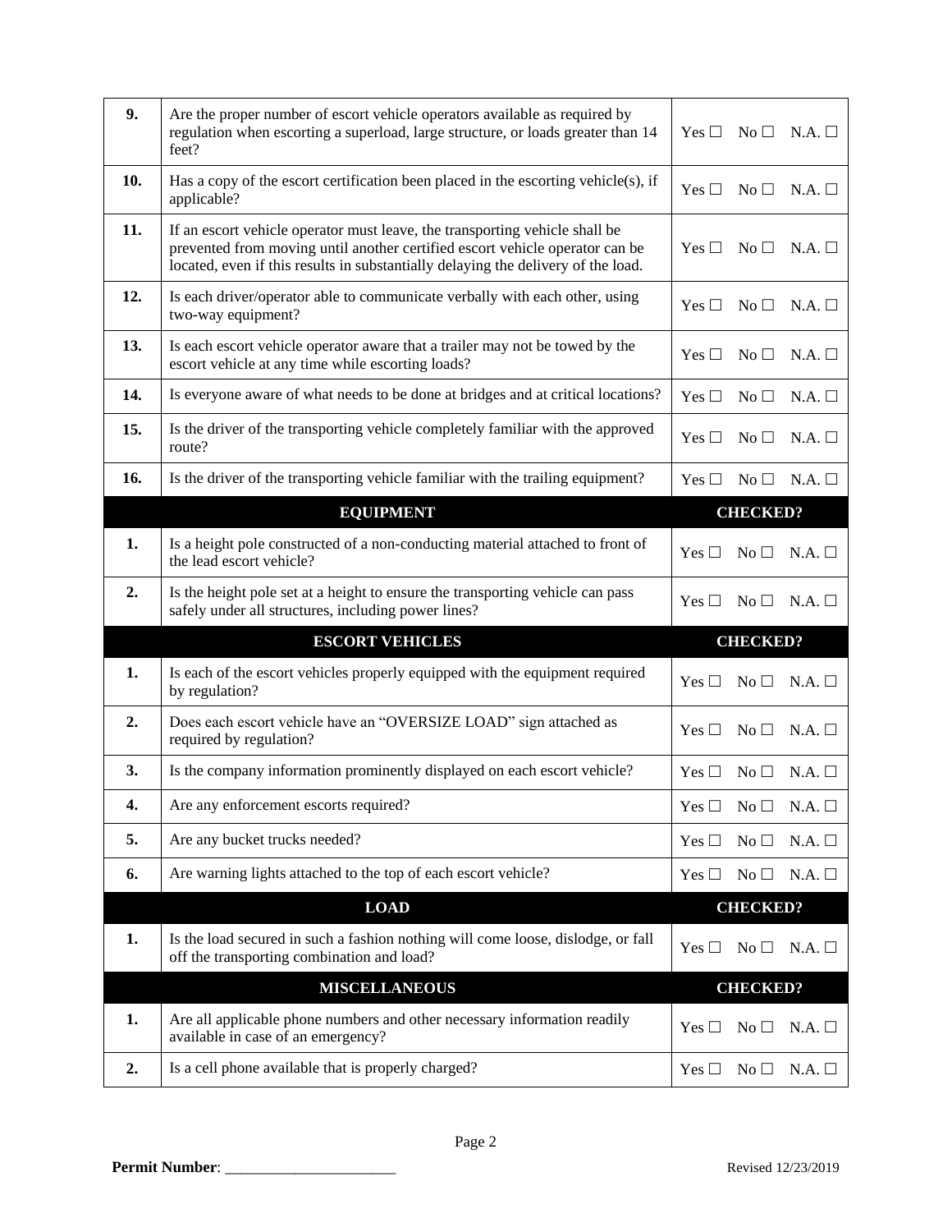| | | |
|---|---|---|
| **9.** | Are the proper number of escort vehicle operators available as required by regulation when escorting a superload, large structure, or loads greater than 14 feet? | Yes ☐ No ☐ N.A. ☐ |
| **10.** | Has a copy of the escort certification been placed in the escorting vehicle(s), if applicable? | Yes ☐ No ☐ N.A. ☐ |
| **11.** | If an escort vehicle operator must leave, the transporting vehicle shall be prevented from moving until another certified escort vehicle operator can be located, even if this results in substantially delaying the delivery of the load. | Yes ☐ No ☐ N.A. ☐ |
| **12.** | Is each driver/operator able to communicate verbally with each other, using two-way equipment? | Yes ☐ No ☐ N.A. ☐ |
| **13.** | Is each escort vehicle operator aware that a trailer may not be towed by the escort vehicle at any time while escorting loads? | Yes ☐ No ☐ N.A. ☐ |
| **14.** | Is everyone aware of what needs to be done at bridges and at critical locations? | Yes ☐ No ☐ N.A. ☐ |
| **15.** | Is the driver of the transporting vehicle completely familiar with the approved route? | Yes ☐ No ☐ N.A. ☐ |
| **16.** | Is the driver of the transporting vehicle familiar with the trailing equipment? | Yes ☐ No ☐ N.A. ☐ |
| | **EQUIPMENT** | **CHECKED?** |
| **1.** | Is a height pole constructed of a non-conducting material attached to front of the lead escort vehicle? | Yes ☐ No ☐ N.A. ☐ |
| **2.** | Is the height pole set at a height to ensure the transporting vehicle can pass safely under all structures, including power lines? | Yes ☐ No ☐ N.A. ☐ |
| | **ESCORT VEHICLES** | **CHECKED?** |
| **1.** | Is each of the escort vehicles properly equipped with the equipment required by regulation? | Yes ☐ No ☐ N.A. ☐ |
| **2.** | Does each escort vehicle have an "OVERSIZE LOAD" sign attached as required by regulation? | Yes ☐ No ☐ N.A. ☐ |
| **3.** | Is the company information prominently displayed on each escort vehicle? | Yes ☐ No ☐ N.A. ☐ |
| **4.** | Are any enforcement escorts required? | Yes ☐ No ☐ N.A. ☐ |
| **5.** | Are any bucket trucks needed? | Yes ☐ No ☐ N.A. ☐ |
| **6.** | Are warning lights attached to the top of each escort vehicle? | Yes ☐ No ☐ N.A. ☐ |
| | **LOAD** | **CHECKED?** |
| **1.** | Is the load secured in such a fashion nothing will come loose, dislodge, or fall off the transporting combination and load? | Yes ☐ No ☐ N.A. ☐ |
| | **MISCELLANEOUS** | **CHECKED?** |
| **1.** | Are all applicable phone numbers and other necessary information readily available in case of an emergency? | Yes ☐ No ☐ N.A. ☐ |
| **2.** | Is a cell phone available that is properly charged? | Yes ☐ No ☐ N.A. ☐ |

**Permit Number**: ______________________

Revised 12/23/2019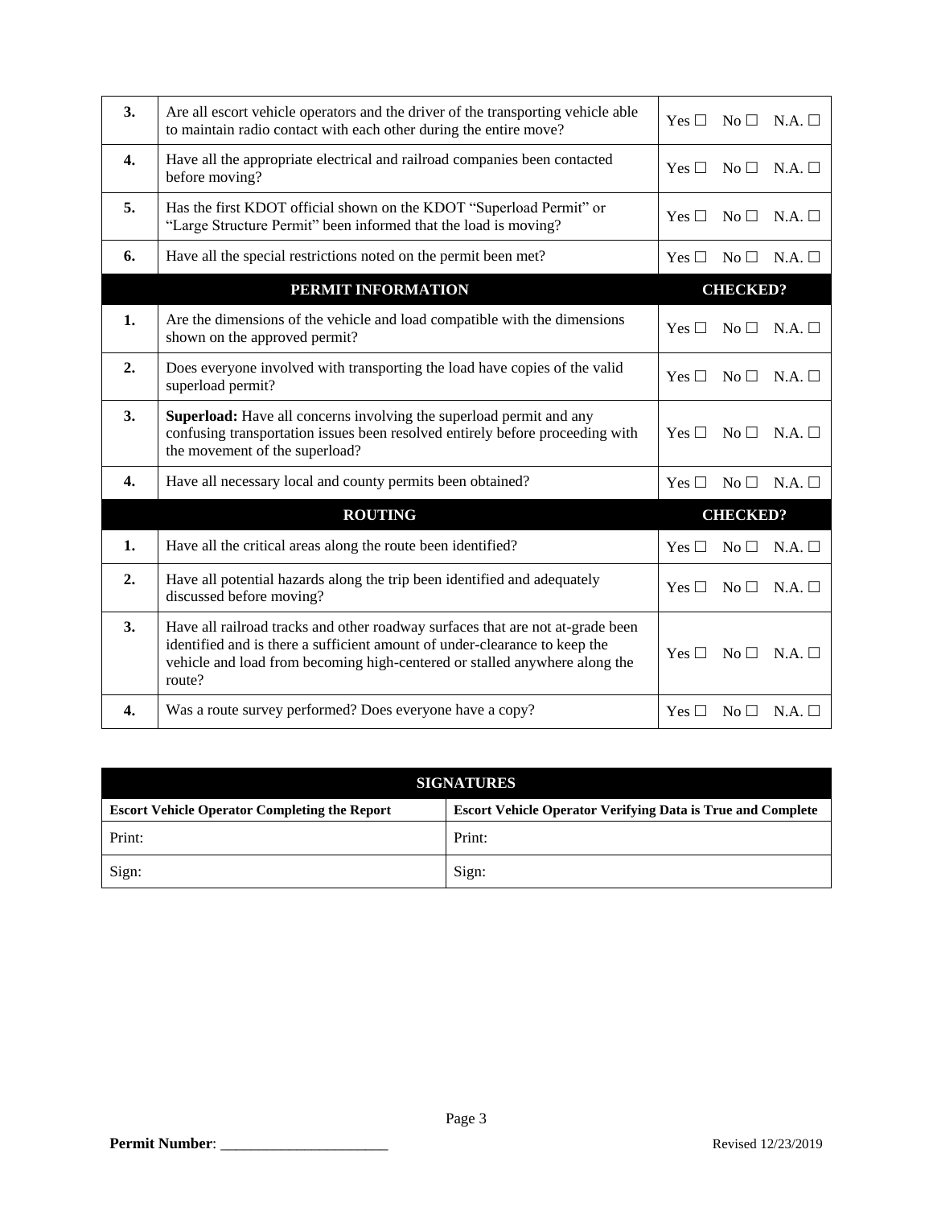| | | |
|---|---|---|
| **3.** | Are all escort vehicle operators and the driver of the transporting vehicle able to maintain radio contact with each other during the entire move? | Yes ☐ No ☐ N.A. ☐ |
| **4.** | Have all the appropriate electrical and railroad companies been contacted before moving? | Yes ☐ No ☐ N.A. ☐ |
| **5.** | Has the first KDOT official shown on the KDOT "Superload Permit" or "Large Structure Permit" been informed that the load is moving? | Yes ☐ No ☐ N.A. ☐ |
| **6.** | Have all the special restrictions noted on the permit been met? | Yes ☐ No ☐ N.A. ☐ |

| | **PERMIT INFORMATION** | **CHECKED?** |
|---|---|---|
| **1.** | Are the dimensions of the vehicle and load compatible with the dimensions shown on the approved permit? | Yes ☐ No ☐ N.A. ☐ |
| **2.** | Does everyone involved with transporting the load have copies of the valid superload permit? | Yes ☐ No ☐ N.A. ☐ |
| **3.** | **Superload:** Have all concerns involving the superload permit and any confusing transportation issues been resolved entirely before proceeding with the movement of the superload? | Yes ☐ No ☐ N.A. ☐ |
| **4.** | Have all necessary local and county permits been obtained? | Yes ☐ No ☐ N.A. ☐ |

| | **ROUTING** | **CHECKED?** |
|---|---|---|
| **1.** | Have all the critical areas along the route been identified? | Yes ☐ No ☐ N.A. ☐ |
| **2.** | Have all potential hazards along the trip been identified and adequately discussed before moving? | Yes ☐ No ☐ N.A. ☐ |
| **3.** | Have all railroad tracks and other roadway surfaces that are not at-grade been identified and is there a sufficient amount of under-clearance to keep the vehicle and load from becoming high-centered or stalled anywhere along the route? | Yes ☐ No ☐ N.A. ☐ |
| **4.** | Was a route survey performed? Does everyone have a copy? | Yes ☐ No ☐ N.A. ☐ |

| **SIGNATURES** | |
|---|---|
| **Escort Vehicle Operator Completing the Report** | **Escort Vehicle Operator Verifying Data is True and Complete** |
| Print: | Print: |
| Sign: | Sign: |

**Permit Number**: ______________________

Revised 12/23/2019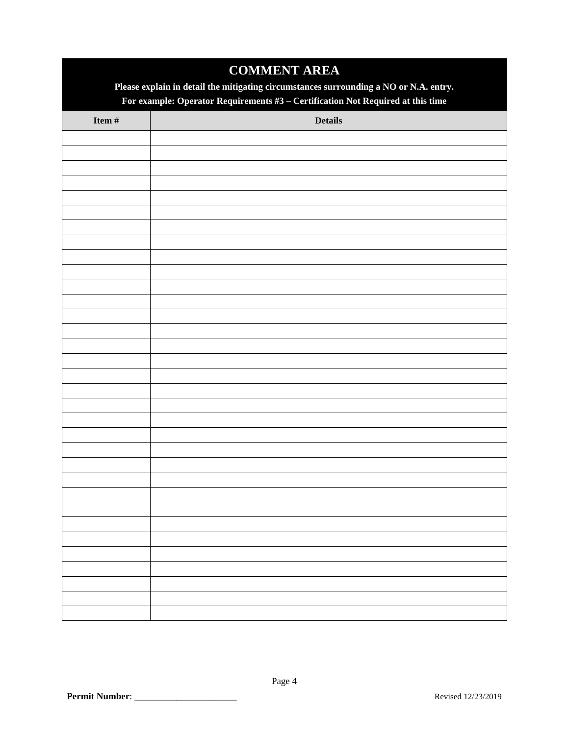## COMMENT AREA

**Please explain in detail the mitigating circumstances surrounding a NO or N.A. entry.**

**For example: Operator Requirements #3 – Certification Not Required at this time**

| Item # | Details |
|---|---|
| | |
| | |
| | |
| | |
| | |
| | |
| | |
| | |
| | |
| | |
| | |
| | |
| | |
| | |
| | |
| | |
| | |
| | |
| | |
| | |
| | |
| | |
| | |
| | |
| | |
| | |
| | |
| | |
| | |
| | |
| | |
| | |
| | |

**Permit Number**: ______________________

Revised 12/23/2019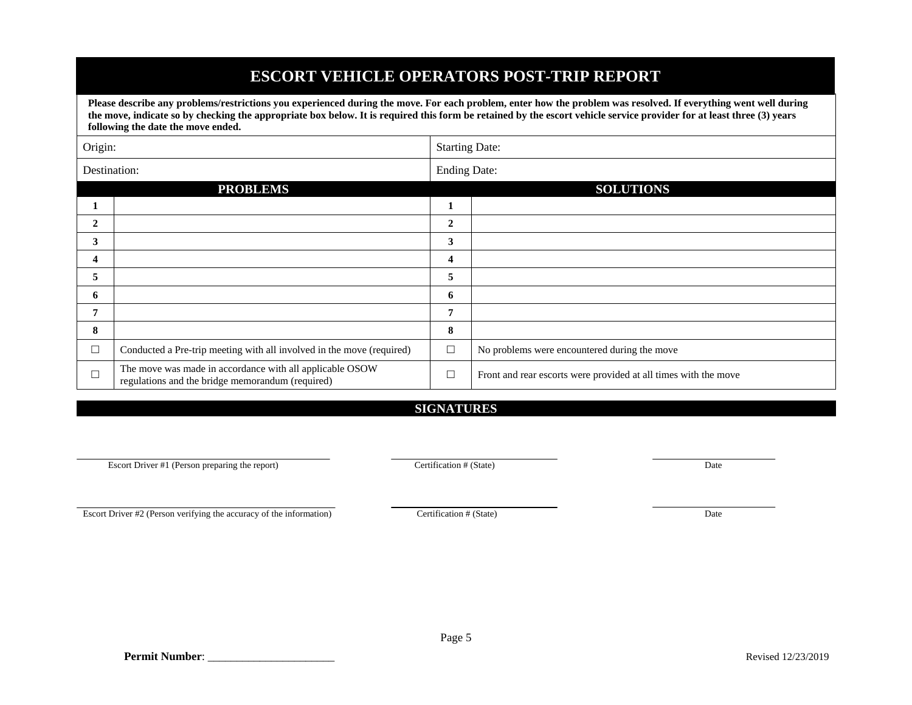# ESCORT VEHICLE OPERATORS POST-TRIP REPORT

**Please describe any problems/restrictions you experienced during the move. For each problem, enter how the problem was resolved. If everything went well during the move, indicate so by checking the appropriate box below. It is required this form be retained by the escort vehicle service provider for at least three (3) years following the date the move ended.**

| | | | |
|---|---|---|---|
| Origin: | | Starting Date: | |
| Destination: | | Ending Date: | |
| **PROBLEMS** | | **SOLUTIONS** | |
| **1** | | **1** | |
| **2** | | **2** | |
| **3** | | **3** | |
| **4** | | **4** | |
| **5** | | **5** | |
| **6** | | **6** | |
| **7** | | **7** | |
| **8** | | **8** | |
| ☐ | Conducted a Pre-trip meeting with all involved in the move (required) | ☐ | No problems were encountered during the move |
| ☐ | The move was made in accordance with all applicable OSOW regulations and the bridge memorandum (required) | ☐ | Front and rear escorts were provided at all times with the move |

## SIGNATURES

| | | |
|---|---|---|
| Escort Driver #1 (Person preparing the report) | Certification # (State) | Date |
| Escort Driver #2 (Person verifying the accuracy of the information) | Certification # (State) | Date |

**Permit Number**: ______________________

Revised 12/23/2019